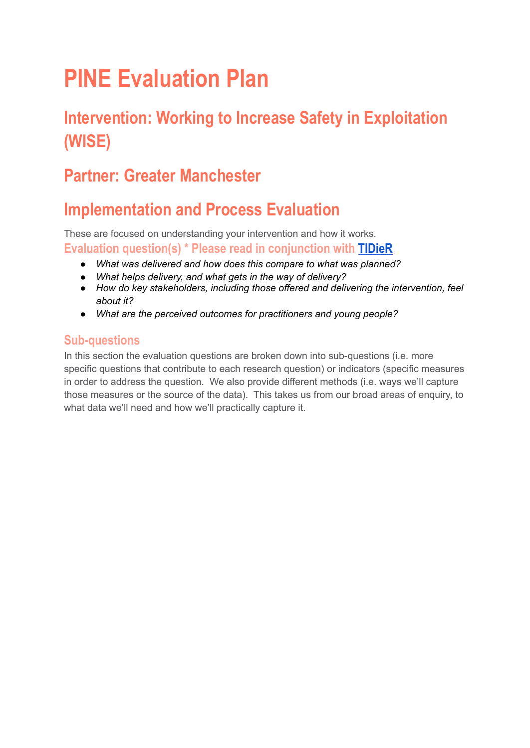# PINE Evaluation Plan

## Intervention: Working to Increase Safety in Exploitation (WISE)

## Partner: Greater Manchester

## Implementation and Process Evaluation

These are focused on understanding your intervention and how it works.

### Evaluation question(s) * Please read in conjunction with TIDieR

- *What was delivered and how does this compare to what was planned?*
- *What helps delivery, and what gets in the way of delivery?*
- *How do key stakeholders, including those offered and delivering the intervention, feel about it?*
- *What are the perceived outcomes for practitioners and young people?*

### Sub-questions

In this section the evaluation questions are broken down into sub-questions (i.e. more specific questions that contribute to each research question) or indicators (specific measures in order to address the question. We also provide different methods (i.e. ways we'll capture those measures or the source of the data). This takes us from our broad areas of enquiry, to what data we'll need and how we'll practically capture it.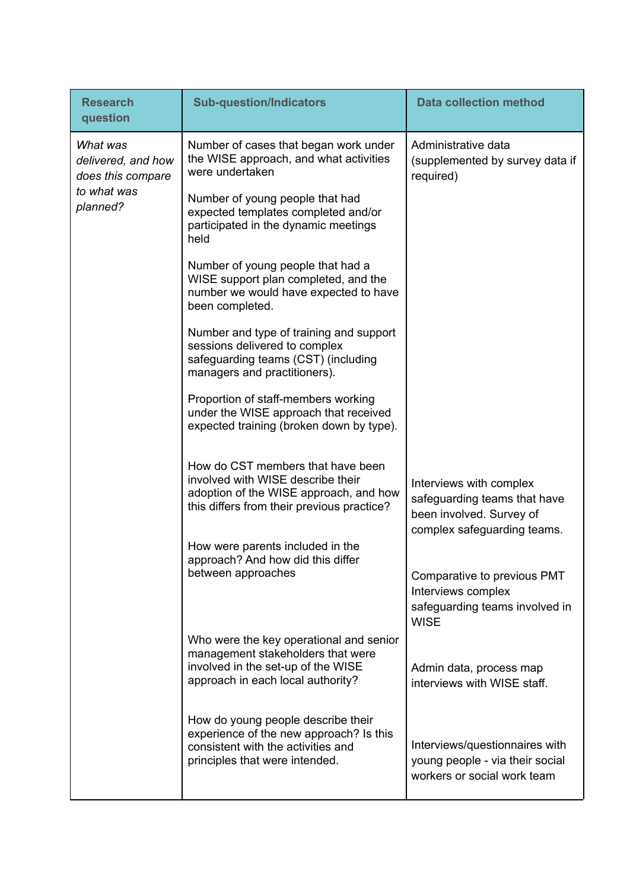| Research question | Sub-question/Indicators | Data collection method |
| --- | --- | --- |
| *What was delivered, and how does this compare to what was planned?* | Number of cases that began work under the WISE approach, and what activities were undertaken<br><br>Number of young people that had expected templates completed and/or participated in the dynamic meetings held<br><br>Number of young people that had a WISE support plan completed, and the number we would have expected to have been completed.<br><br>Number and type of training and support sessions delivered to complex safeguarding teams (CST) (including managers and practitioners).<br><br>Proportion of staff-members working under the WISE approach that received expected training (broken down by type). | Administrative data (supplemented by survey data if required) |
| | How do CST members that have been involved with WISE describe their adoption of the WISE approach, and how this differs from their previous practice? | Interviews with complex safeguarding teams that have been involved. Survey of complex safeguarding teams. |
| | How were parents included in the approach? And how did this differ between approaches | Comparative to previous PMT Interviews complex safeguarding teams involved in WISE |
| | Who were the key operational and senior management stakeholders that were involved in the set-up of the WISE approach in each local authority? | Admin data, process map interviews with WISE staff. |
| | How do young people describe their experience of the new approach? Is this consistent with the activities and principles that were intended. | Interviews/questionnaires with young people - via their social workers or social work team |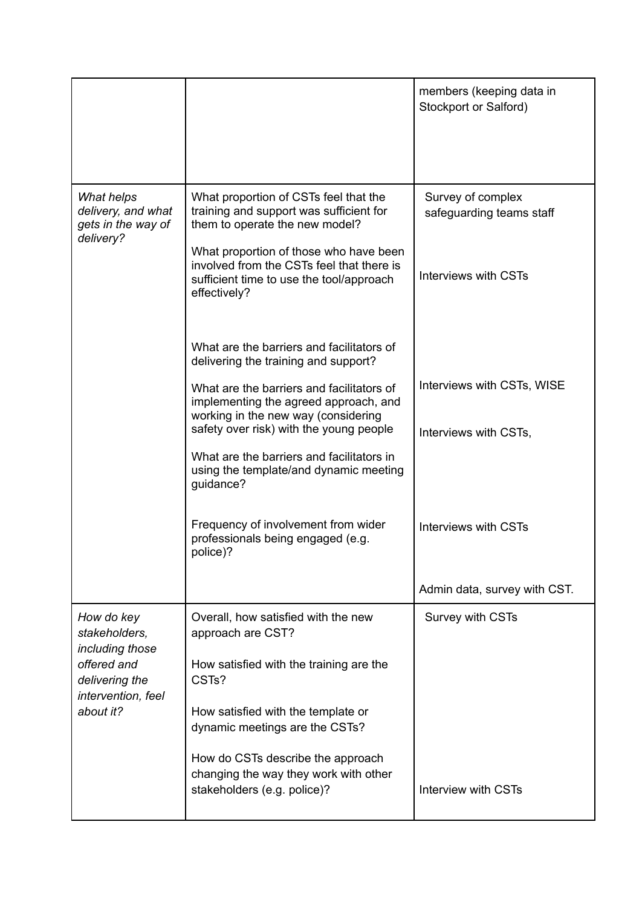| | | |
|---|---|---|
| | | members (keeping data in Stockport or Salford) |
| *What helps delivery, and what gets in the way of delivery?* | What proportion of CSTs feel that the training and support was sufficient for them to operate the new model?<br><br>What proportion of those who have been involved from the CSTs feel that there is sufficient time to use the tool/approach effectively?<br><br>What are the barriers and facilitators of delivering the training and support?<br><br>What are the barriers and facilitators of implementing the agreed approach, and working in the new way (considering safety over risk) with the young people<br><br>What are the barriers and facilitators in using the template/and dynamic meeting guidance?<br><br>Frequency of involvement from wider professionals being engaged (e.g. police)? | Survey of complex safeguarding teams staff<br><br>Interviews with CSTs<br><br>Interviews with CSTs, WISE<br><br>Interviews with CSTs,<br><br>Interviews with CSTs<br><br>Admin data, survey with CST. |
| *How do key stakeholders, including those offered and delivering the intervention, feel about it?* | Overall, how satisfied with the new approach are CST?<br><br>How satisfied with the training are the CSTs?<br><br>How satisfied with the template or dynamic meetings are the CSTs?<br><br>How do CSTs describe the approach changing the way they work with other stakeholders (e.g. police)? | Survey with CSTs<br><br>Interview with CSTs |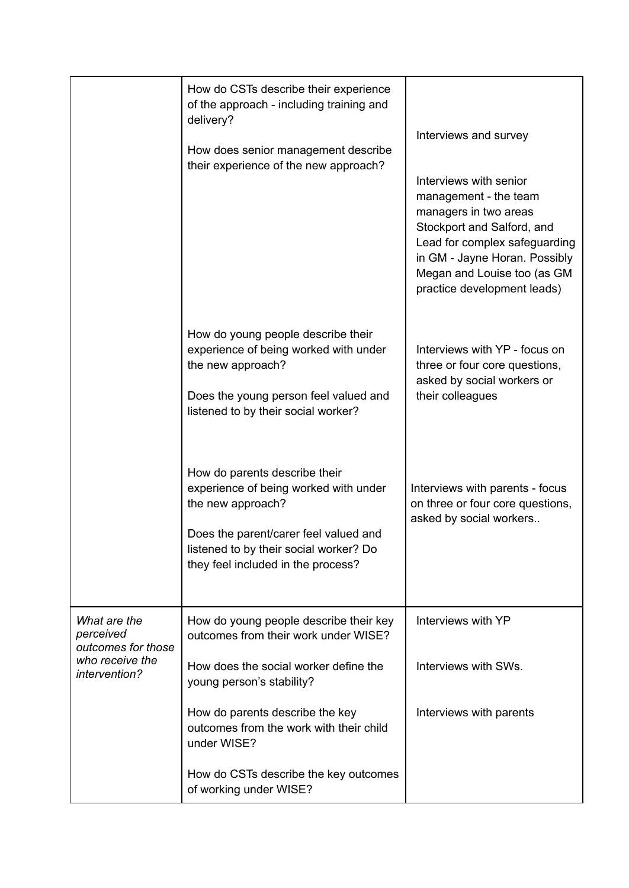| | | |
|---|---|---|
| | How do CSTs describe their experience of the approach - including training and delivery?<br><br>How does senior management describe their experience of the new approach? | Interviews and survey<br><br>Interviews with senior management - the team managers in two areas Stockport and Salford, and Lead for complex safeguarding in GM - Jayne Horan. Possibly Megan and Louise too (as GM practice development leads) |
| | How do young people describe their experience of being worked with under the new approach?<br><br>Does the young person feel valued and listened to by their social worker? | Interviews with YP - focus on three or four core questions, asked by social workers or their colleagues |
| | How do parents describe their experience of being worked with under the new approach?<br><br>Does the parent/carer feel valued and listened to by their social worker? Do they feel included in the process? | Interviews with parents - focus on three or four core questions, asked by social workers.. |
| *What are the perceived outcomes for those who receive the intervention?* | How do young people describe their key outcomes from their work under WISE?<br><br>How does the social worker define the young person's stability?<br><br>How do parents describe the key outcomes from the work with their child under WISE?<br><br>How do CSTs describe the key outcomes of working under WISE? | Interviews with YP<br><br>Interviews with SWs.<br><br>Interviews with parents |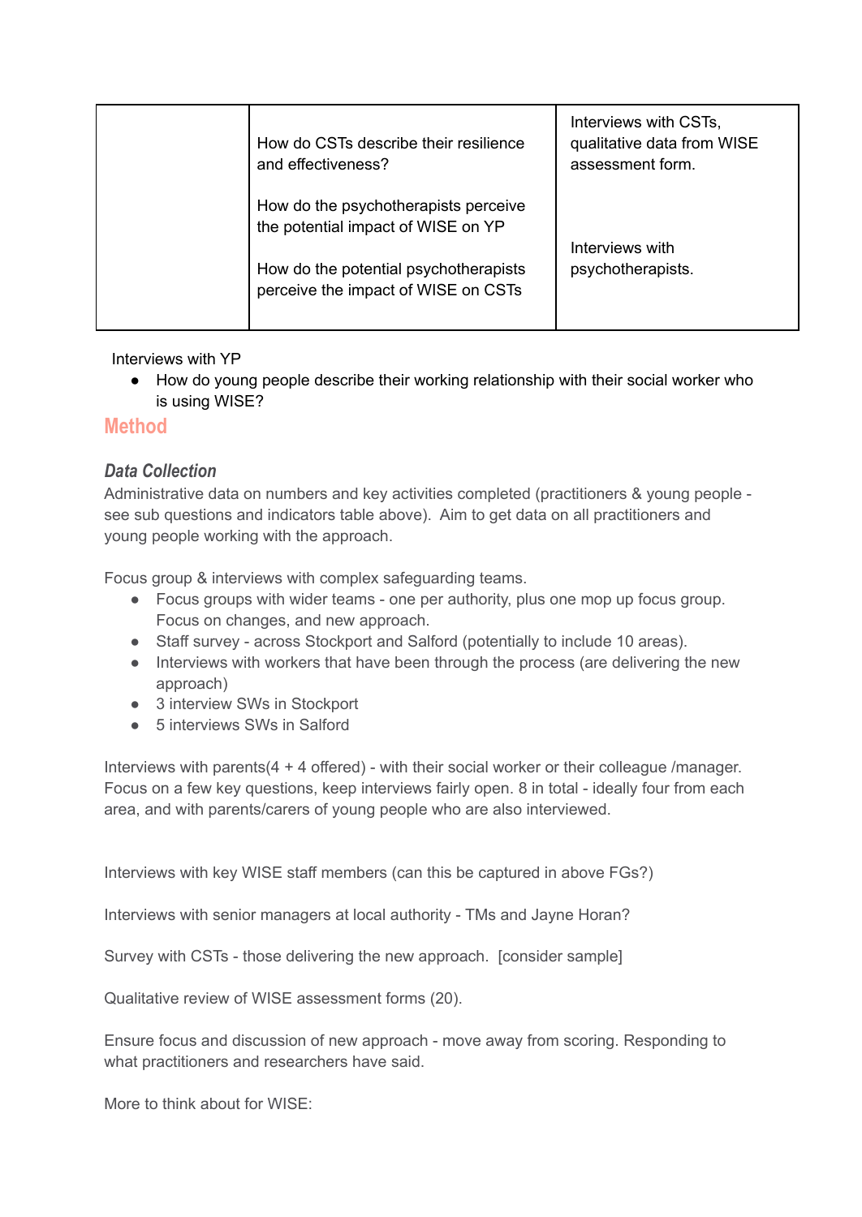| | | |
|---|---|---|
| | How do CSTs describe their resilience and effectiveness?<br><br>How do the psychotherapists perceive the potential impact of WISE on YP<br><br>How do the potential psychotherapists perceive the impact of WISE on CSTs | Interviews with CSTs, qualitative data from WISE assessment form.<br><br>Interviews with psychotherapists. |

Interviews with YP

- How do young people describe their working relationship with their social worker who is using WISE?

## Method

### *Data Collection*

Administrative data on numbers and key activities completed (practitioners & young people - see sub questions and indicators table above). Aim to get data on all practitioners and young people working with the approach.

Focus group & interviews with complex safeguarding teams.

- Focus groups with wider teams - one per authority, plus one mop up focus group. Focus on changes, and new approach.
- Staff survey - across Stockport and Salford (potentially to include 10 areas).
- Interviews with workers that have been through the process (are delivering the new approach)
- 3 interview SWs in Stockport
- 5 interviews SWs in Salford

Interviews with parents(4 + 4 offered) - with their social worker or their colleague /manager. Focus on a few key questions, keep interviews fairly open. 8 in total - ideally four from each area, and with parents/carers of young people who are also interviewed.

Interviews with key WISE staff members (can this be captured in above FGs?)

Interviews with senior managers at local authority - TMs and Jayne Horan?

Survey with CSTs - those delivering the new approach. [consider sample]

Qualitative review of WISE assessment forms (20).

Ensure focus and discussion of new approach - move away from scoring. Responding to what practitioners and researchers have said.

More to think about for WISE: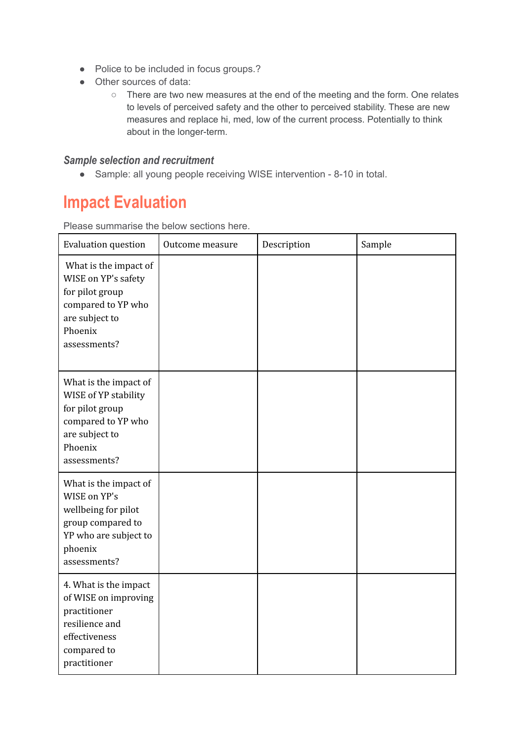- Police to be included in focus groups.?
- Other sources of data:
    - There are two new measures at the end of the meeting and the form. One relates to levels of perceived safety and the other to perceived stability. These are new measures and replace hi, med, low of the current process. Potentially to think about in the longer-term.

### *Sample selection and recruitment*

- Sample: all young people receiving WISE intervention - 8-10 in total.

# Impact Evaluation

Please summarise the below sections here.

| Evaluation question | Outcome measure | Description | Sample |
|---|---|---|---|
| What is the impact of WISE on YP's safety for pilot group compared to YP who are subject to Phoenix assessments? | | | |
| What is the impact of WISE of YP stability for pilot group compared to YP who are subject to Phoenix assessments? | | | |
| What is the impact of WISE on YP's wellbeing for pilot group compared to YP who are subject to phoenix assessments? | | | |
| 4. What is the impact of WISE on improving practitioner resilience and effectiveness compared to practitioner | | | |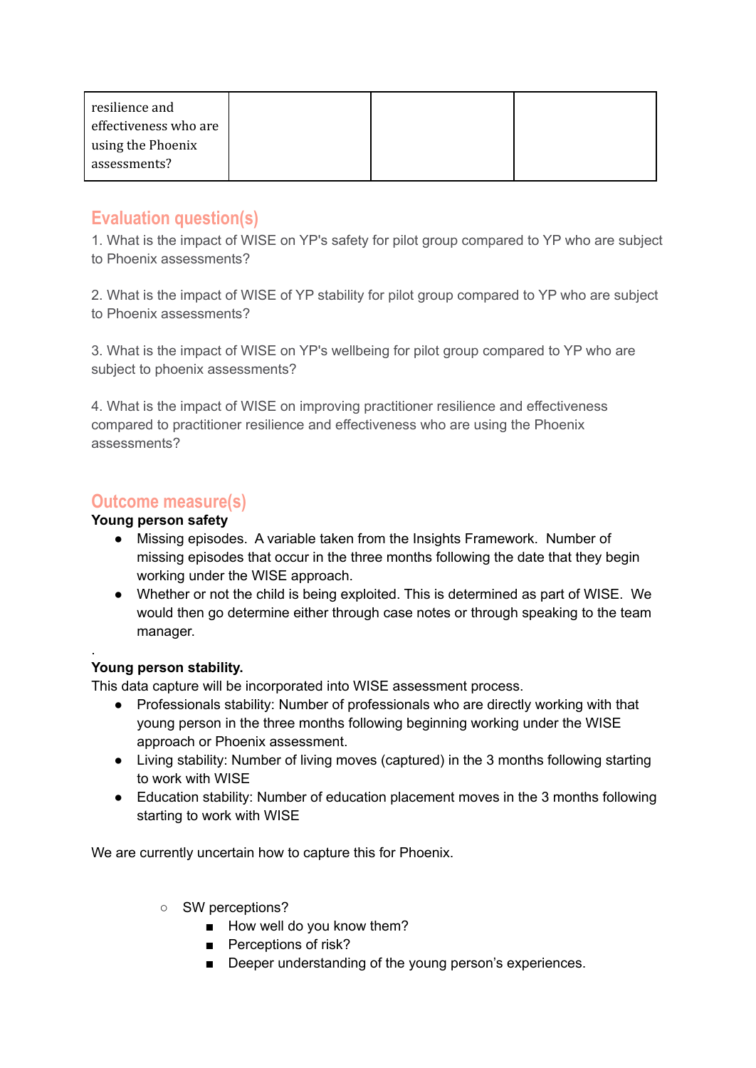| resilience and effectiveness who are using the Phoenix assessments? | | | |
|---|---|---|---|

## Evaluation question(s)

1. What is the impact of WISE on YP's safety for pilot group compared to YP who are subject to Phoenix assessments?

2. What is the impact of WISE of YP stability for pilot group compared to YP who are subject to Phoenix assessments?

3. What is the impact of WISE on YP's wellbeing for pilot group compared to YP who are subject to phoenix assessments?

4. What is the impact of WISE on improving practitioner resilience and effectiveness compared to practitioner resilience and effectiveness who are using the Phoenix assessments?

## Outcome measure(s)

**Young person safety**

- Missing episodes. A variable taken from the Insights Framework. Number of missing episodes that occur in the three months following the date that they begin working under the WISE approach.
- Whether or not the child is being exploited. This is determined as part of WISE. We would then go determine either through case notes or through speaking to the team manager.

.

**Young person stability.**

This data capture will be incorporated into WISE assessment process.

- Professionals stability: Number of professionals who are directly working with that young person in the three months following beginning working under the WISE approach or Phoenix assessment.
- Living stability: Number of living moves (captured) in the 3 months following starting to work with WISE
- Education stability: Number of education placement moves in the 3 months following starting to work with WISE

We are currently uncertain how to capture this for Phoenix.

  - SW perceptions?
    - How well do you know them?
    - Perceptions of risk?
    - Deeper understanding of the young person's experiences.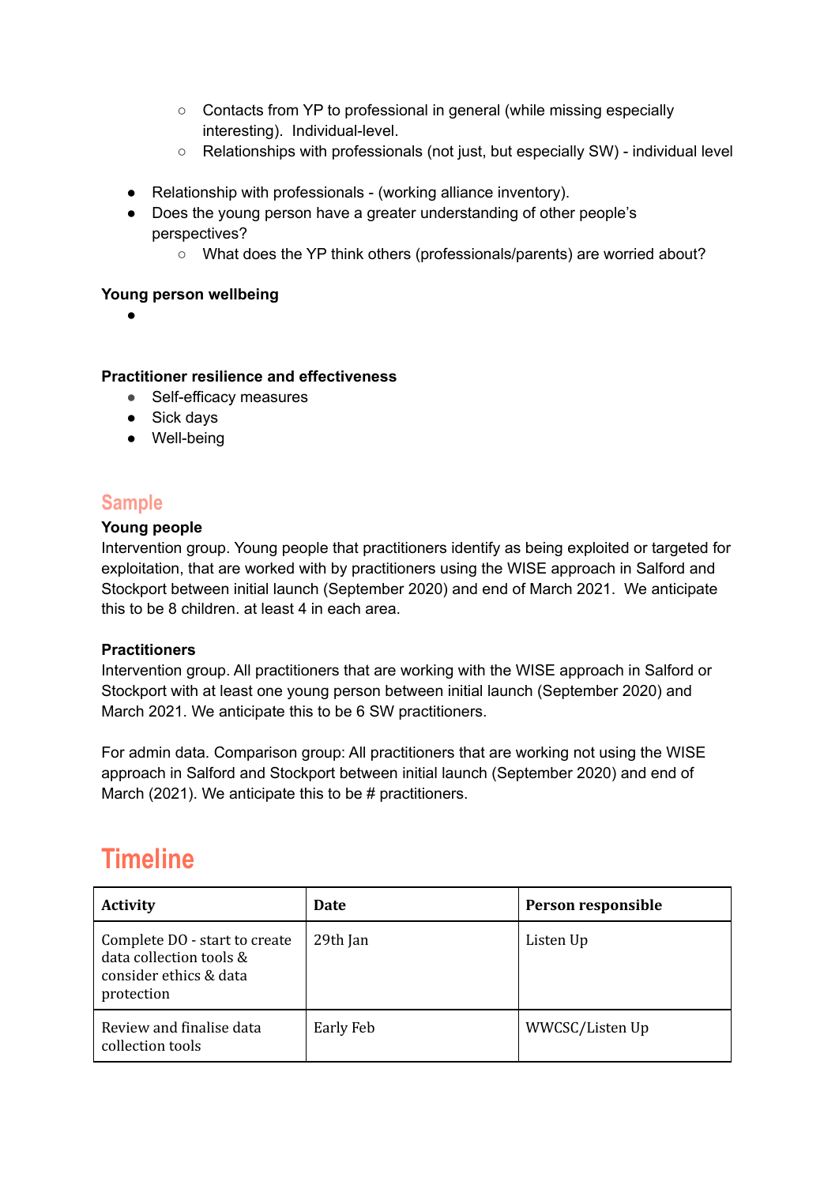- Contacts from YP to professional in general (while missing especially interesting). Individual-level.
    - Relationships with professionals (not just, but especially SW) - individual level

- Relationship with professionals - (working alliance inventory).
- Does the young person have a greater understanding of other people's perspectives?
    - What does the YP think others (professionals/parents) are worried about?

**Young person wellbeing**

- 

**Practitioner resilience and effectiveness**

- Self-efficacy measures
- Sick days
- Well-being

## Sample

**Young people**

Intervention group. Young people that practitioners identify as being exploited or targeted for exploitation, that are worked with by practitioners using the WISE approach in Salford and Stockport between initial launch (September 2020) and end of March 2021. We anticipate this to be 8 children. at least 4 in each area.

**Practitioners**

Intervention group. All practitioners that are working with the WISE approach in Salford or Stockport with at least one young person between initial launch (September 2020) and March 2021. We anticipate this to be 6 SW practitioners.

For admin data. Comparison group: All practitioners that are working not using the WISE approach in Salford and Stockport between initial launch (September 2020) and end of March (2021). We anticipate this to be # practitioners.

# Timeline

| Activity | Date | Person responsible |
|---|---|---|
| Complete DO - start to create data collection tools & consider ethics & data protection | 29th Jan | Listen Up |
| Review and finalise data collection tools | Early Feb | WWCSC/Listen Up |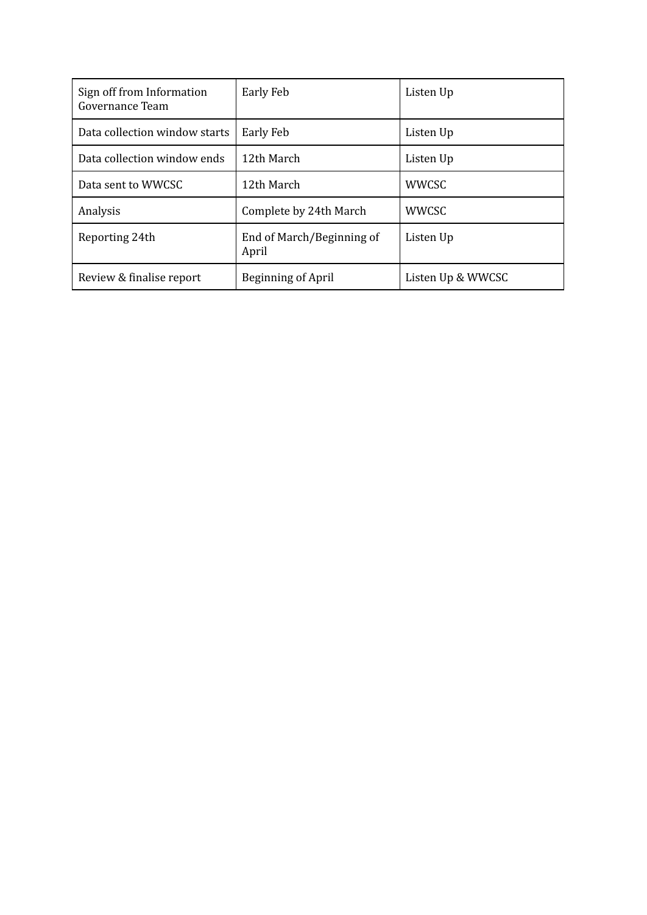| Sign off from Information Governance Team | Early Feb | Listen Up |
|---|---|---|
| Data collection window starts | Early Feb | Listen Up |
| Data collection window ends | 12th March | Listen Up |
| Data sent to WWCSC | 12th March | WWCSC |
| Analysis | Complete by 24th March | WWCSC |
| Reporting 24th | End of March/Beginning of April | Listen Up |
| Review & finalise report | Beginning of April | Listen Up & WWCSC |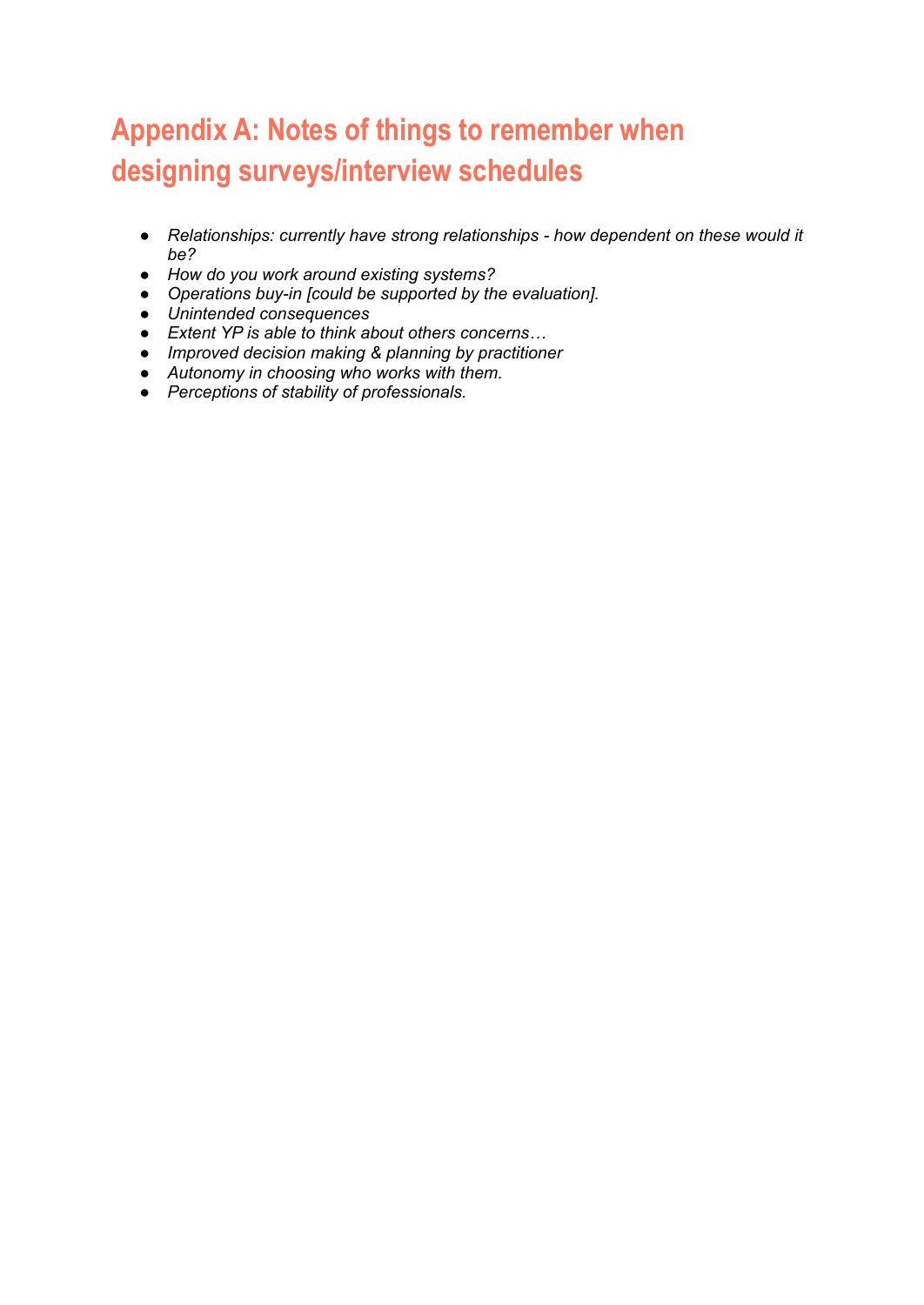# Appendix A: Notes of things to remember when designing surveys/interview schedules

- *Relationships: currently have strong relationships - how dependent on these would it be?*
- *How do you work around existing systems?*
- *Operations buy-in [could be supported by the evaluation].*
- *Unintended consequences*
- *Extent YP is able to think about others concerns…*
- *Improved decision making & planning by practitioner*
- *Autonomy in choosing who works with them.*
- *Perceptions of stability of professionals.*